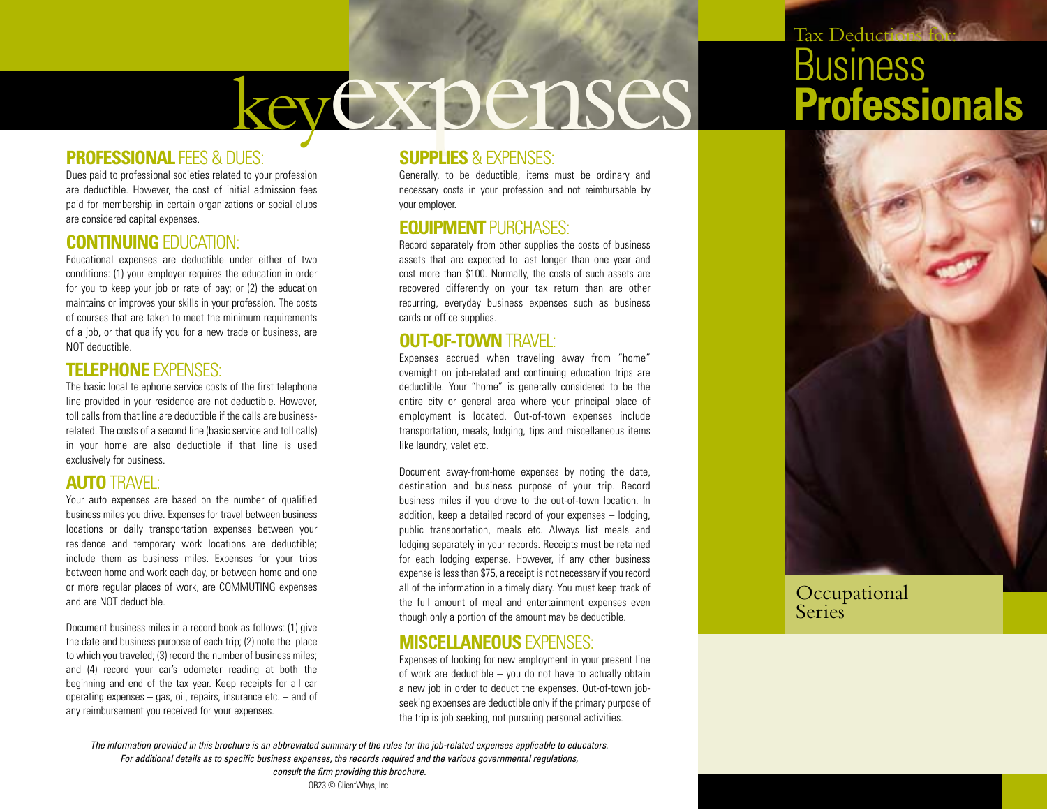# key expenses

## PROFESSIONAL FEES & DUES:

Dues paid to professional societies related to your profession are deductible. However, the cost of initial admission fees paid for membership in certain organizations or social clubs are considered capital expenses.

## CONTINUING EDUCATION:

Educational expenses are deductible under either of two conditions: (1) your employer requires the education in order for you to keep your job or rate of pay; or (2) the education maintains or improves your skills in your profession. The costs of courses that are taken to meet the minimum requirements of a job, or that qualify you for a new trade or business, are NOT deductible.

## TELEPHONE EXPENSES:

The basic local telephone service costs of the first telephone line provided in your residence are not deductible. However, toll calls from that line are deductible if the calls are business-related. The costs of a second line (basic service and toll calls) in your home are also deductible if that line is used exclusively for business.

## AUTO TRAVEL:

Your auto expenses are based on the number of qualified business miles you drive. Expenses for travel between business locations or daily transportation expenses between your residence and temporary work locations are deductible; include them as business miles. Expenses for your trips between home and work each day, or between home and one or more regular places of work, are COMMUTING expenses and are NOT deductible.

Document business miles in a record book as follows: (1) give the date and business purpose of each trip; (2) note the place to which you traveled; (3) record the number of business miles; and (4) record your car's odometer reading at both the beginning and end of the tax year. Keep receipts for all car operating expenses – gas, oil, repairs, insurance etc. – and of any reimbursement you received for your expenses.

## SUPPLIES & EXPENSES:

Generally, to be deductible, items must be ordinary and necessary costs in your profession and not reimbursable by your employer.

## EQUIPMENT PURCHASES:

Record separately from other supplies the costs of business assets that are expected to last longer than one year and cost more than $100. Normally, the costs of such assets are recovered differently on your tax return than are other recurring, everyday business expenses such as business cards or office supplies.

## OUT-OF-TOWN TRAVEL:

Expenses accrued when traveling away from "home" overnight on job-related and continuing education trips are deductible. Your "home" is generally considered to be the entire city or general area where your principal place of employment is located. Out-of-town expenses include transportation, meals, lodging, tips and miscellaneous items like laundry, valet etc.

Document away-from-home expenses by noting the date, destination and business purpose of your trip. Record business miles if you drove to the out-of-town location. In addition, keep a detailed record of your expenses – lodging, public transportation, meals etc. Always list meals and lodging separately in your records. Receipts must be retained for each lodging expense. However, if any other business expense is less than $75, a receipt is not necessary if you record all of the information in a timely diary. You must keep track of the full amount of meal and entertainment expenses even though only a portion of the amount may be deductible.

## MISCELLANEOUS EXPENSES:

Expenses of looking for new employment in your present line of work are deductible – you do not have to actually obtain a new job in order to deduct the expenses. Out-of-town job-seeking expenses are deductible only if the primary purpose of the trip is job seeking, not pursuing personal activities.

*The information provided in this brochure is an abbreviated summary of the rules for the job-related expenses applicable to educators. For additional details as to specific business expenses, the records required and the various governmental regulations, consult the firm providing this brochure.*

OB23 © ClientWhys, Inc.

# Tax Deductions for: Business **Professionals**

Occupational Series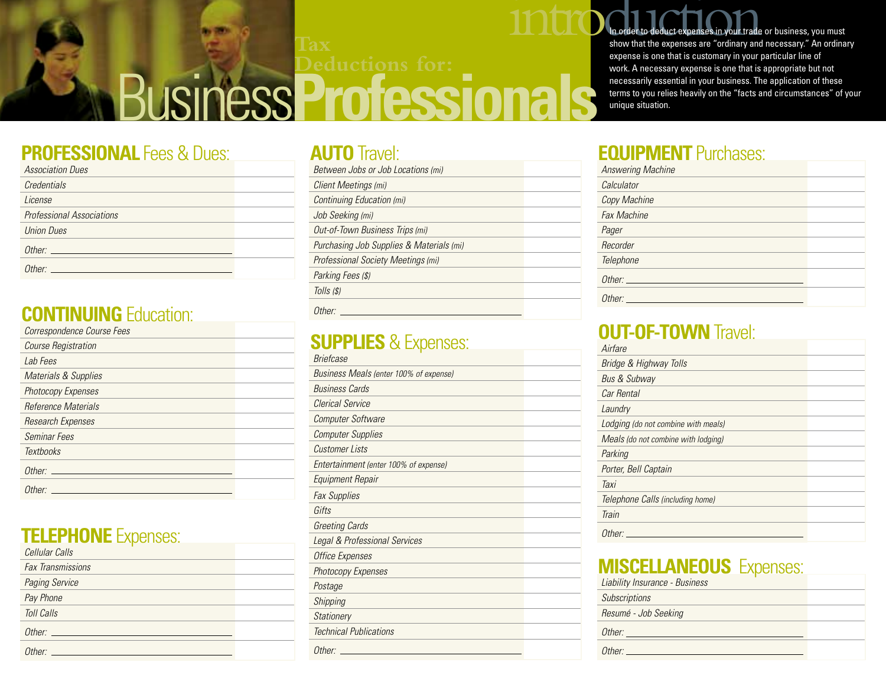# Tax Deductions for: Business Professionals

## introduction

In order to deduct expenses in your trade or business, you must show that the expenses are "ordinary and necessary." An ordinary expense is one that is customary in your particular line of work. A necessary expense is one that is appropriate but not necessarily essential in your business. The application of these terms to you relies heavily on the "facts and circumstances" of your unique situation.

## PROFESSIONAL Fees & Dues:

| | |
|---|---|
| *Association Dues* | |
| *Credentials* | |
| *License* | |
| *Professional Associations* | |
| *Union Dues* | |
| *Other:* ______________ | |
| *Other:* ______________ | |

## CONTINUING Education:

| | |
|---|---|
| *Correspondence Course Fees* | |
| *Course Registration* | |
| *Lab Fees* | |
| *Materials & Supplies* | |
| *Photocopy Expenses* | |
| *Reference Materials* | |
| *Research Expenses* | |
| *Seminar Fees* | |
| *Textbooks* | |
| *Other:* ______________ | |
| *Other:* ______________ | |

## TELEPHONE Expenses:

| | |
|---|---|
| *Cellular Calls* | |
| *Fax Transmissions* | |
| *Paging Service* | |
| *Pay Phone* | |
| *Toll Calls* | |
| *Other:* ______________ | |
| *Other:* ______________ | |

## AUTO Travel:

| | |
|---|---|
| *Between Jobs or Job Locations (mi)* | |
| *Client Meetings (mi)* | |
| *Continuing Education (mi)* | |
| *Job Seeking (mi)* | |
| *Out-of-Town Business Trips (mi)* | |
| *Purchasing Job Supplies & Materials (mi)* | |
| *Professional Society Meetings (mi)* | |
| *Parking Fees ($)* | |
| *Tolls ($)* | |
| *Other:* ______________ | |

## SUPPLIES & Expenses:

| | |
|---|---|
| *Briefcase* | |
| *Business Meals (enter 100% of expense)* | |
| *Business Cards* | |
| *Clerical Service* | |
| *Computer Software* | |
| *Computer Supplies* | |
| *Customer Lists* | |
| *Entertainment (enter 100% of expense)* | |
| *Equipment Repair* | |
| *Fax Supplies* | |
| *Gifts* | |
| *Greeting Cards* | |
| *Legal & Professional Services* | |
| *Office Expenses* | |
| *Photocopy Expenses* | |
| *Postage* | |
| *Shipping* | |
| *Stationery* | |
| *Technical Publications* | |
| *Other:* ______________ | |

## EQUIPMENT Purchases:

| | |
|---|---|
| *Answering Machine* | |
| *Calculator* | |
| *Copy Machine* | |
| *Fax Machine* | |
| *Pager* | |
| *Recorder* | |
| *Telephone* | |
| *Other:* ______________ | |
| *Other:* ______________ | |

## OUT-OF-TOWN Travel:

| | |
|---|---|
| *Airfare* | |
| *Bridge & Highway Tolls* | |
| *Bus & Subway* | |
| *Car Rental* | |
| *Laundry* | |
| *Lodging (do not combine with meals)* | |
| *Meals (do not combine with lodging)* | |
| *Parking* | |
| *Porter, Bell Captain* | |
| *Taxi* | |
| *Telephone Calls (including home)* | |
| *Train* | |
| *Other:* ______________ | |

## MISCELLANEOUS Expenses:

| | |
|---|---|
| *Liability Insurance - Business* | |
| *Subscriptions* | |
| *Resumé - Job Seeking* | |
| *Other:* ______________ | |
| *Other:* ______________ | |